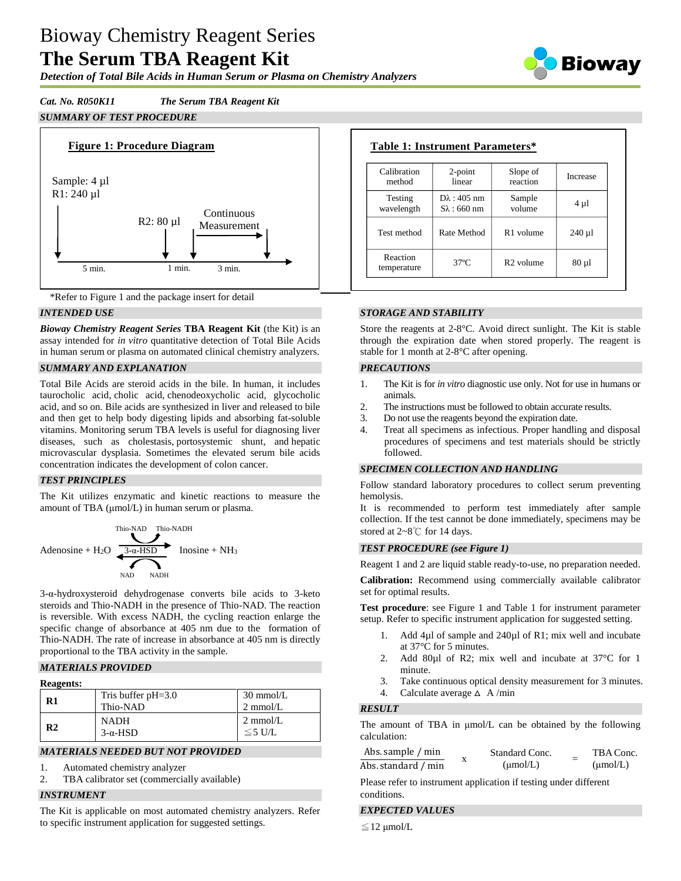# Bioway Chemistry Reagent Series
# The Serum TBA Reagent Kit

***Detection of Total Bile Acids in Human Serum or Plasma on Chemistry Analyzers***

***Cat. No. R050K11*** ***The Serum TBA Reagent Kit***

## *SUMMARY OF TEST PROCEDURE*

**Figure 1: Procedure Diagram**

Sample: 4 µl
R1: 240 µl

R2: 80 µl

Continuous Measurement

5 min. — 1 min. — 3 min.

\*Refer to Figure 1 and the package insert for detail

**Table 1: Instrument Parameters\***

| Calibration method | 2-point linear | Slope of reaction | Increase |
|---|---|---|---|
| Testing wavelength | Dλ : 405 nm<br>Sλ : 660 nm | Sample volume | 4 µl |
| Test method | Rate Method | R1 volume | 240 µl |
| Reaction temperature | 37ºC | R2 volume | 80 µl |

## *INTENDED USE*

***Bioway Chemistry Reagent Series*** **TBA Reagent Kit** (the Kit) is an assay intended for *in vitro* quantitative detection of Total Bile Acids in human serum or plasma on automated clinical chemistry analyzers.

## *SUMMARY AND EXPLANATION*

Total Bile Acids are steroid acids in the bile. In human, it includes taurocholic acid, cholic acid, chenodeoxycholic acid, glycocholic acid, and so on. Bile acids are synthesized in liver and released to bile and then get to help body digesting lipids and absorbing fat-soluble vitamins. Monitoring serum TBA levels is useful for diagnosing liver diseases, such as cholestasis, portosystemic shunt, and hepatic microvascular dysplasia. Sometimes the elevated serum bile acids concentration indicates the development of colon cancer.

## *TEST PRINCIPLES*

The Kit utilizes enzymatic and kinetic reactions to measure the amount of TBA (µmol/L) in human serum or plasma.

$$\text{Adenosine} + H_2O \xrightarrow[\text{NAD} \;\; \text{NADH}]{\text{Thio-NAD} \;\; \text{Thio-NADH} \;\; 3\text{-}\alpha\text{-HSD}} \text{Inosine} + NH_3$$

3-α-hydroxysteroid dehydrogenase converts bile acids to 3-keto steroids and Thio-NADH in the presence of Thio-NAD. The reaction is reversible. With excess NADH, the cycling reaction enlarge the specific change of absorbance at 405 nm due to the formation of Thio-NADH. The rate of increase in absorbance at 405 nm is directly proportional to the TBA activity in the sample.

## *MATERIALS PROVIDED*

**Reagents:**

| | | |
|---|---|---|
| **R1** | Tris buffer pH=3.0<br>Thio-NAD | 30 mmol/L<br>2 mmol/L |
| **R2** | NADH<br>3-α-HSD | 2 mmol/L<br>≦5 U/L |

## *MATERIALS NEEDED BUT NOT PROVIDED*

1. Automated chemistry analyzer
2. TBA calibrator set (commercially available)

## *INSTRUMENT*

The Kit is applicable on most automated chemistry analyzers. Refer to specific instrument application for suggested settings.

## *STORAGE AND STABILITY*

Store the reagents at 2-8°C. Avoid direct sunlight. The Kit is stable through the expiration date when stored properly. The reagent is stable for 1 month at 2-8°C after opening.

## *PRECAUTIONS*

1. The Kit is for *in vitro* diagnostic use only. Not for use in humans or animals.
2. The instructions must be followed to obtain accurate results.
3. Do not use the reagents beyond the expiration date.
4. Treat all specimens as infectious. Proper handling and disposal procedures of specimens and test materials should be strictly followed.

## *SPECIMEN COLLECTION AND HANDLING*

Follow standard laboratory procedures to collect serum preventing hemolysis.

It is recommended to perform test immediately after sample collection. If the test cannot be done immediately, specimens may be stored at 2~8℃ for 14 days.

## *TEST PROCEDURE (see Figure 1)*

Reagent 1 and 2 are liquid stable ready-to-use, no preparation needed.

**Calibration:** Recommend using commercially available calibrator set for optimal results.

**Test procedure**: see Figure 1 and Table 1 for instrument parameter setup. Refer to specific instrument application for suggested setting.

1. Add 4µl of sample and 240µl of R1; mix well and incubate at 37°C for 5 minutes.
2. Add 80µl of R2; mix well and incubate at 37°C for 1 minute.
3. Take continuous optical density measurement for 3 minutes.
4. Calculate average Δ A /min

## *RESULT*

The amount of TBA in µmol/L can be obtained by the following calculation:

$$\frac{\text{Abs. sample / min}}{\text{Abs. standard / min}} \times \text{Standard Conc. } (\mu\text{mol/L}) = \text{TBA Conc. } (\mu\text{mol/L})$$

Please refer to instrument application if testing under different conditions.

## *EXPECTED VALUES*

≦12 µmol/L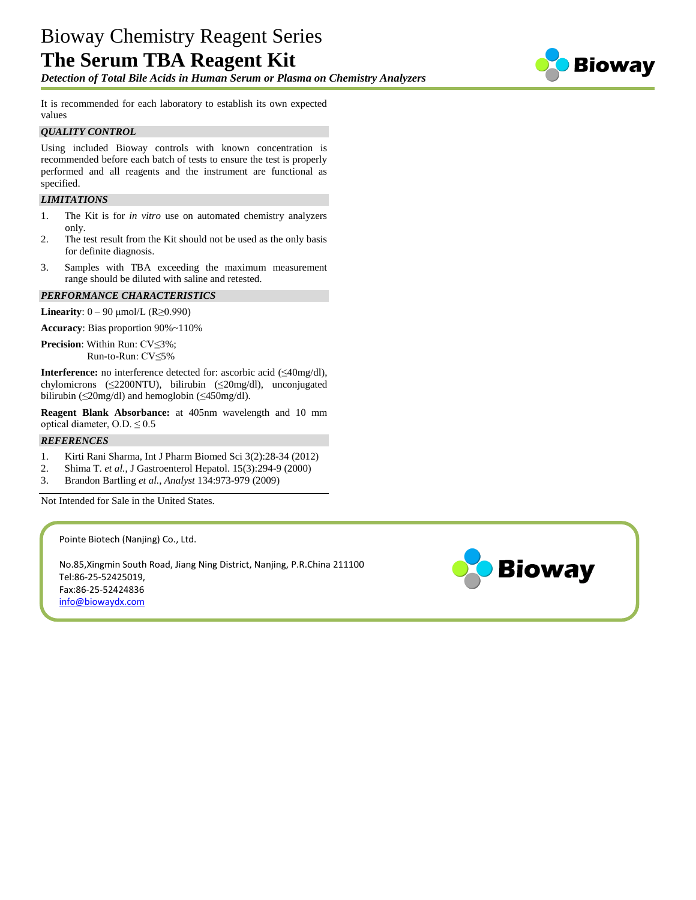It is recommended for each laboratory to establish its own expected values

### *QUALITY CONTROL*

Using included Bioway controls with known concentration is recommended before each batch of tests to ensure the test is properly performed and all reagents and the instrument are functional as specified.

### *LIMITATIONS*

1. The Kit is for *in vitro* use on automated chemistry analyzers only.
2. The test result from the Kit should not be used as the only basis for definite diagnosis.
3. Samples with TBA exceeding the maximum measurement range should be diluted with saline and retested.

### *PERFORMANCE CHARACTERISTICS*

**Linearity**: 0 – 90 μmol/L ($R \geq 0.990$)

**Accuracy**: Bias proportion 90%~110%

**Precision**: Within Run: CV≤3%;
Run-to-Run: CV≤5%

**Interference:** no interference detected for: ascorbic acid (≤40mg/dl), chylomicrons (≤2200NTU), bilirubin (≤20mg/dl), unconjugated bilirubin (≤20mg/dl) and hemoglobin (≤450mg/dl).

**Reagent Blank Absorbance:** at 405nm wavelength and 10 mm optical diameter, O.D. ≤ 0.5

### *REFERENCES*

1. Kirti Rani Sharma, Int J Pharm Biomed Sci 3(2):28-34 (2012)
2. Shima T. *et al.*, J Gastroenterol Hepatol. 15(3):294-9 (2000)
3. Brandon Bartling *et al.*, *Analyst* 134:973-979 (2009)

Not Intended for Sale in the United States.

Pointe Biotech (Nanjing) Co., Ltd.

No.85,Xingmin South Road, Jiang Ning District, Nanjing, P.R.China 211100
Tel:86-25-52425019,
Fax:86-25-52424836
info@biowaydx.com

Bioway